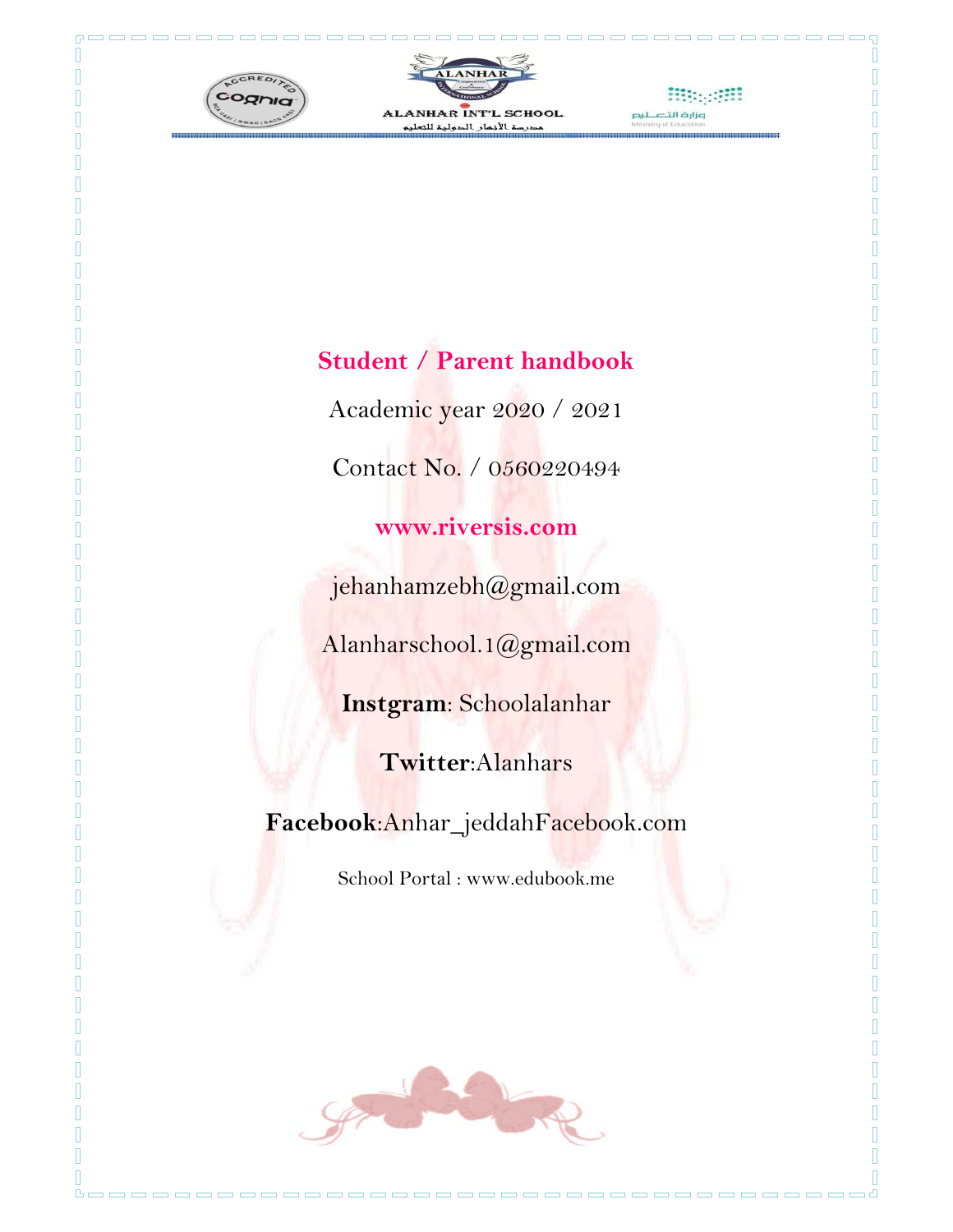ALANHAR INT'L SCHOOL

مدرسة الأنهار الدولية للتعليم

# Student / Parent handbook

Academic year 2020 / 2021

Contact No. / 0560220494

**www.riversis.com**

jehanhamzebh@gmail.com

Alanharschool.1@gmail.com

**Instgram**: Schoolalanhar

**Twitter**:Alanhars

**Facebook**:Anhar_jeddahFacebook.com

School Portal : www.edubook.me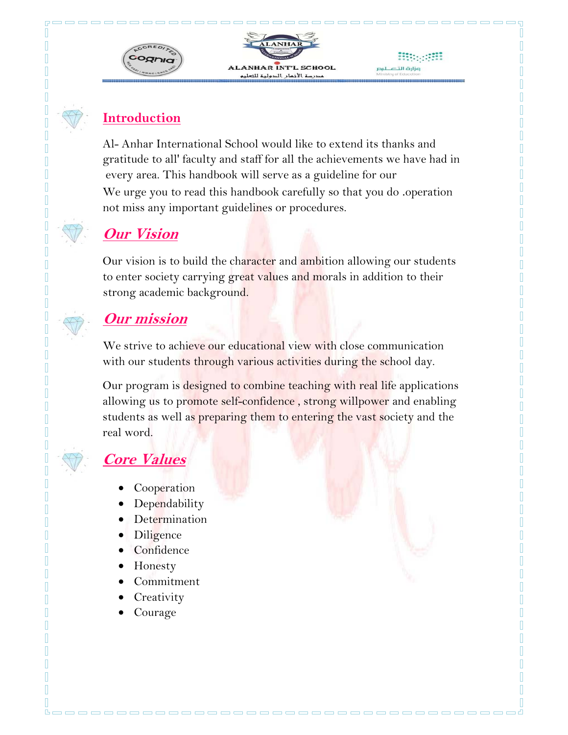## Introduction

Al- Anhar International School would like to extend its thanks and gratitude to all' faculty and staff for all the achievements we have had in every area. This handbook will serve as a guideline for our We urge you to read this handbook carefully so that you do .operation not miss any important guidelines or procedures.

## *Our Vision*

Our vision is to build the character and ambition allowing our students to enter society carrying great values and morals in addition to their strong academic background.

## *Our mission*

We strive to achieve our educational view with close communication with our students through various activities during the school day.

Our program is designed to combine teaching with real life applications allowing us to promote self-confidence , strong willpower and enabling students as well as preparing them to entering the vast society and the real word.

## *Core Values*

- Cooperation
- Dependability
- Determination
- Diligence
- Confidence
- Honesty
- Commitment
- Creativity
- Courage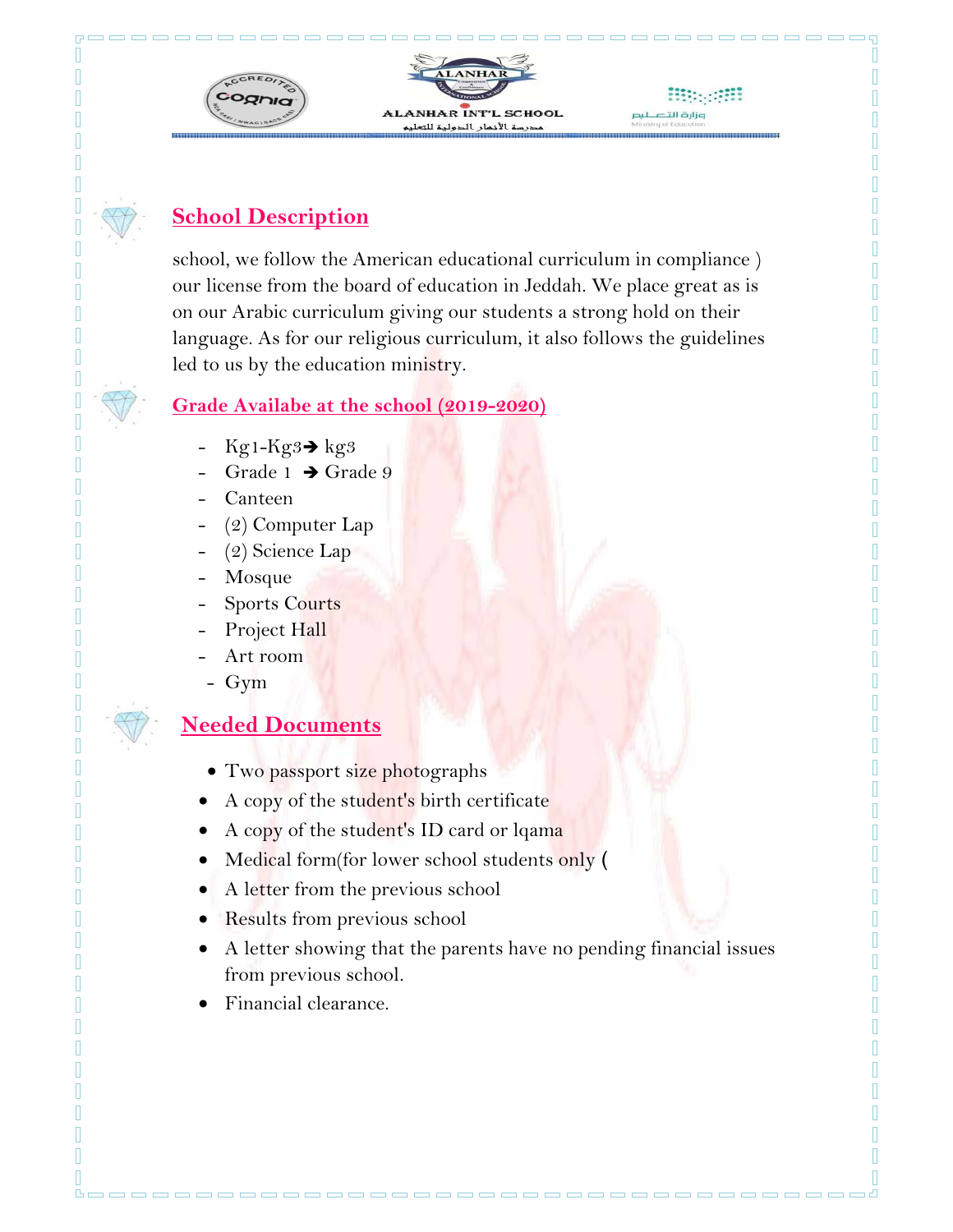## School Description

school, we follow the American educational curriculum in compliance ) our license from the board of education in Jeddah. We place great as is on our Arabic curriculum giving our students a strong hold on their language. As for our religious curriculum, it also follows the guidelines led to us by the education ministry.

## Grade Availabe at the school (2019-2020)

- Kg1-Kg3➔ kg3
- Grade 1 ➔ Grade 9
- Canteen
- (2) Computer Lap
- (2) Science Lap
- Mosque
- Sports Courts
- Project Hall
- Art room
- Gym

## Needed Documents

- Two passport size photographs
- A copy of the student's birth certificate
- A copy of the student's ID card or lqama
- Medical form(for lower school students only (
- A letter from the previous school
- Results from previous school
- A letter showing that the parents have no pending financial issues from previous school.
- Financial clearance.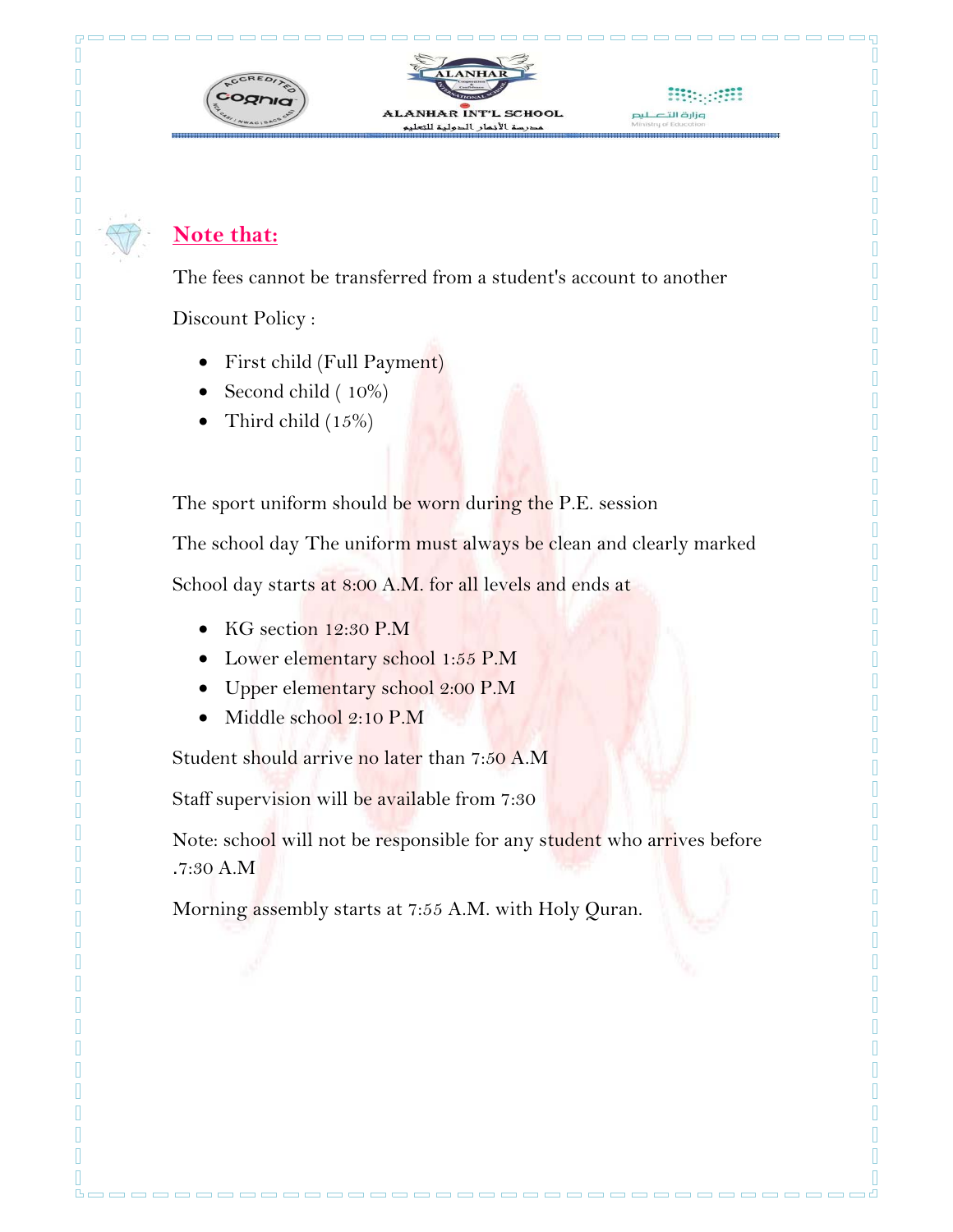## Note that:

The fees cannot be transferred from a student's account to another

Discount Policy :

- First child (Full Payment)
- Second child ( 10%)
- Third child (15%)

The sport uniform should be worn during the P.E. session

The school day The uniform must always be clean and clearly marked

School day starts at 8:00 A.M. for all levels and ends at

- KG section 12:30 P.M
- Lower elementary school 1:55 P.M
- Upper elementary school 2:00 P.M
- Middle school 2:10 P.M

Student should arrive no later than 7:50 A.M

Staff supervision will be available from 7:30

Note: school will not be responsible for any student who arrives before .7:30 A.M

Morning assembly starts at 7:55 A.M. with Holy Quran.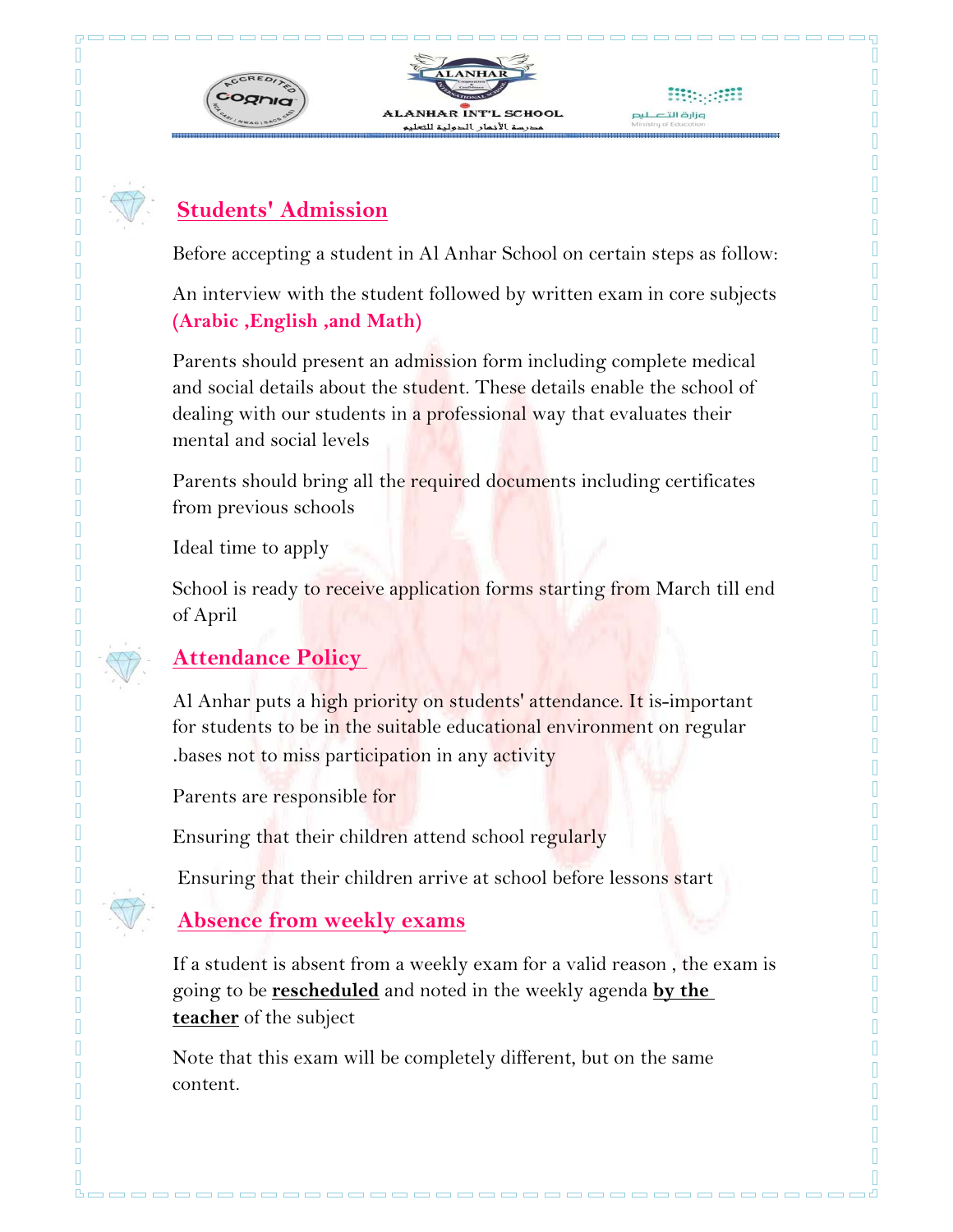## Students' Admission

Before accepting a student in Al Anhar School on certain steps as follow:

An interview with the student followed by written exam in core subjects **(Arabic ,English ,and Math)**

Parents should present an admission form including complete medical and social details about the student. These details enable the school of dealing with our students in a professional way that evaluates their mental and social levels

Parents should bring all the required documents including certificates from previous schools

Ideal time to apply

School is ready to receive application forms starting from March till end of April

## Attendance Policy

Al Anhar puts a high priority on students' attendance. It is-important for students to be in the suitable educational environment on regular .bases not to miss participation in any activity

Parents are responsible for

Ensuring that their children attend school regularly

Ensuring that their children arrive at school before lessons start

## Absence from weekly exams

If a student is absent from a weekly exam for a valid reason , the exam is going to be **rescheduled** and noted in the weekly agenda **by the teacher** of the subject

Note that this exam will be completely different, but on the same content.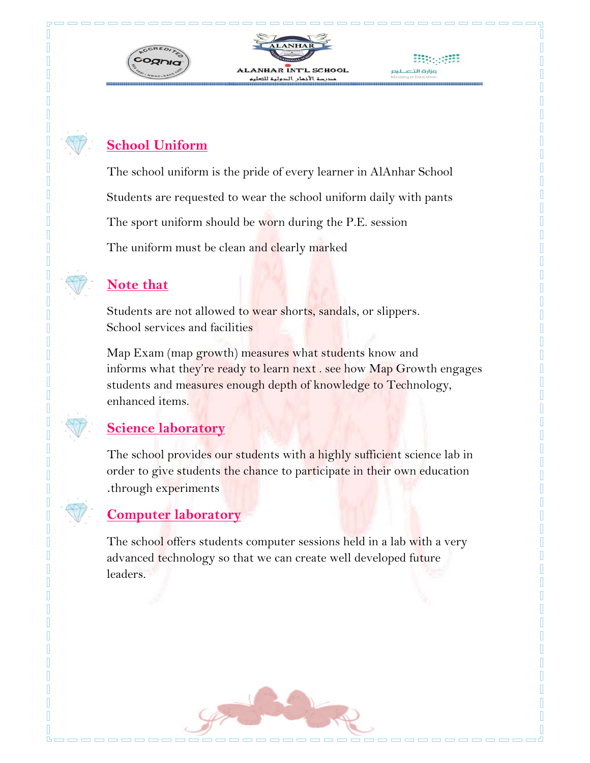## School Uniform

The school uniform is the pride of every learner in AlAnhar School

Students are requested to wear the school uniform daily with pants

The sport uniform should be worn during the P.E. session

The uniform must be clean and clearly marked

## Note that

Students are not allowed to wear shorts, sandals, or slippers.
School services and facilities

Map Exam (map growth) measures what students know and informs what they're ready to learn next . see how Map Growth engages students and measures enough depth of knowledge to Technology, enhanced items.

## Science laboratory

The school provides our students with a highly sufficient science lab in order to give students the chance to participate in their own education .through experiments

## Computer laboratory

The school offers students computer sessions held in a lab with a very advanced technology so that we can create well developed future leaders.